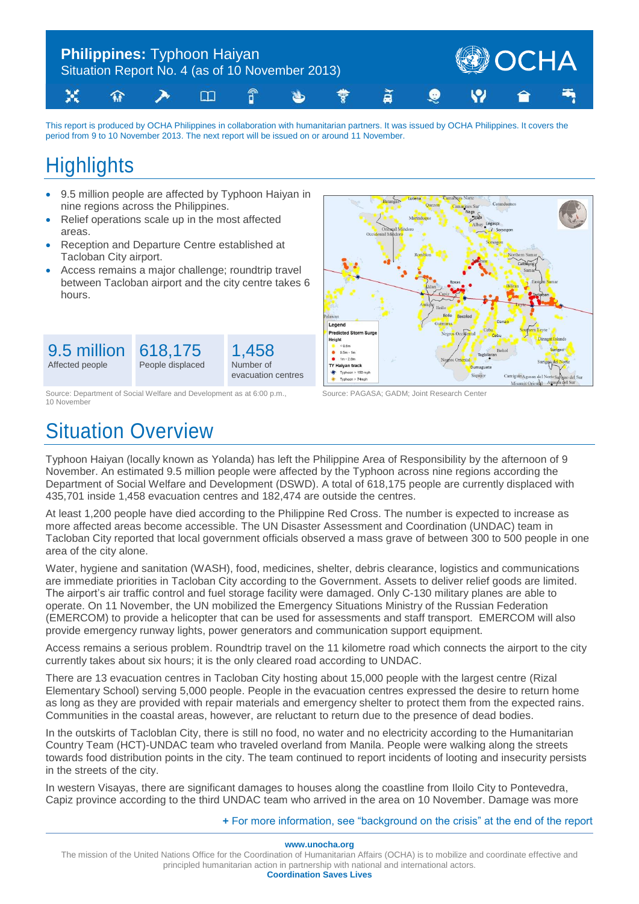# Philippines: Typhoon Haiyan

Situation Report No. 4 (as of 10 November 2013)

This report is produced by OCHA Philippines in collaboration with humanitarian partners. It was issued by OCHA Philippines. It covers the period from 9 to 10 November 2013. The next report will be issued on or around 11 November.

## Highlights

- 9.5 million people are affected by Typhoon Haiyan in nine regions across the Philippines.
- Relief operations scale up in the most affected areas.
- Reception and Departure Centre established at Tacloban City airport.
- Access remains a major challenge; roundtrip travel between Tacloban airport and the city centre takes 6 hours.

| 9.5 million | 618,175 | 1,458 |
|---|---|---|
| Affected people | People displaced | Number of evacuation centres |

Source: Department of Social Welfare and Development as at 6:00 p.m., 10 November

Source: PAGASA; GADM; Joint Research Center

## Situation Overview

Typhoon Haiyan (locally known as Yolanda) has left the Philippine Area of Responsibility by the afternoon of 9 November. An estimated 9.5 million people were affected by the Typhoon across nine regions according the Department of Social Welfare and Development (DSWD). A total of 618,175 people are currently displaced with 435,701 inside 1,458 evacuation centres and 182,474 are outside the centres.

At least 1,200 people have died according to the Philippine Red Cross. The number is expected to increase as more affected areas become accessible. The UN Disaster Assessment and Coordination (UNDAC) team in Tacloban City reported that local government officials observed a mass grave of between 300 to 500 people in one area of the city alone.

Water, hygiene and sanitation (WASH), food, medicines, shelter, debris clearance, logistics and communications are immediate priorities in Tacloban City according to the Government. Assets to deliver relief goods are limited. The airport's air traffic control and fuel storage facility were damaged. Only C-130 military planes are able to operate. On 11 November, the UN mobilized the Emergency Situations Ministry of the Russian Federation (EMERCOM) to provide a helicopter that can be used for assessments and staff transport. EMERCOM will also provide emergency runway lights, power generators and communication support equipment.

Access remains a serious problem. Roundtrip travel on the 11 kilometre road which connects the airport to the city currently takes about six hours; it is the only cleared road according to UNDAC.

There are 13 evacuation centres in Tacloban City hosting about 15,000 people with the largest centre (Rizal Elementary School) serving 5,000 people. People in the evacuation centres expressed the desire to return home as long as they are provided with repair materials and emergency shelter to protect them from the expected rains. Communities in the coastal areas, however, are reluctant to return due to the presence of dead bodies.

In the outskirts of Tacloblan City, there is still no food, no water and no electricity according to the Humanitarian Country Team (HCT)-UNDAC team who traveled overland from Manila. People were walking along the streets towards food distribution points in the city. The team continued to report incidents of looting and insecurity persists in the streets of the city.

In western Visayas, there are significant damages to houses along the coastline from Iloilo City to Pontevedra, Capiz province according to the third UNDAC team who arrived in the area on 10 November. Damage was more

+ For more information, see "background on the crisis" at the end of the report

www.unocha.org

The mission of the United Nations Office for the Coordination of Humanitarian Affairs (OCHA) is to mobilize and coordinate effective and principled humanitarian action in partnership with national and international actors.

**Coordination Saves Lives**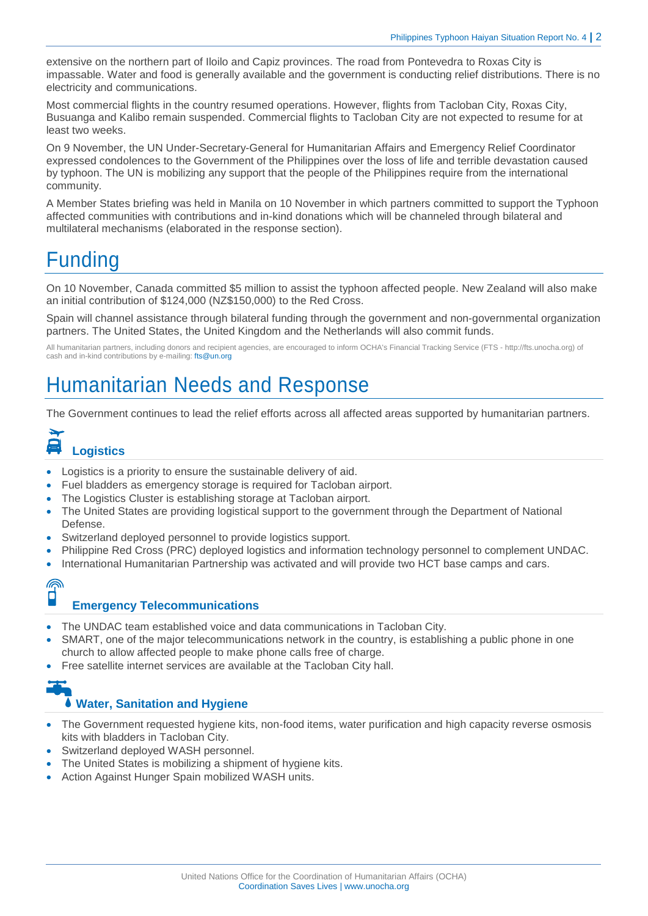extensive on the northern part of Iloilo and Capiz provinces. The road from Pontevedra to Roxas City is impassable. Water and food is generally available and the government is conducting relief distributions. There is no electricity and communications.

Most commercial flights in the country resumed operations. However, flights from Tacloban City, Roxas City, Busuanga and Kalibo remain suspended. Commercial flights to Tacloban City are not expected to resume for at least two weeks.

On 9 November, the UN Under-Secretary-General for Humanitarian Affairs and Emergency Relief Coordinator expressed condolences to the Government of the Philippines over the loss of life and terrible devastation caused by typhoon. The UN is mobilizing any support that the people of the Philippines require from the international community.

A Member States briefing was held in Manila on 10 November in which partners committed to support the Typhoon affected communities with contributions and in-kind donations which will be channeled through bilateral and multilateral mechanisms (elaborated in the response section).

# Funding

On 10 November, Canada committed $5 million to assist the typhoon affected people. New Zealand will also make an initial contribution of $124,000 (NZ$150,000) to the Red Cross.

Spain will channel assistance through bilateral funding through the government and non-governmental organization partners. The United States, the United Kingdom and the Netherlands will also commit funds.

All humanitarian partners, including donors and recipient agencies, are encouraged to inform OCHA's Financial Tracking Service (FTS - http://fts.unocha.org) of cash and in-kind contributions by e-mailing: fts@un.org

# Humanitarian Needs and Response

The Government continues to lead the relief efforts across all affected areas supported by humanitarian partners.

## Logistics

- Logistics is a priority to ensure the sustainable delivery of aid.
- Fuel bladders as emergency storage is required for Tacloban airport.
- The Logistics Cluster is establishing storage at Tacloban airport.
- The United States are providing logistical support to the government through the Department of National Defense.
- Switzerland deployed personnel to provide logistics support.
- Philippine Red Cross (PRC) deployed logistics and information technology personnel to complement UNDAC.
- International Humanitarian Partnership was activated and will provide two HCT base camps and cars.

## Emergency Telecommunications

- The UNDAC team established voice and data communications in Tacloban City.
- SMART, one of the major telecommunications network in the country, is establishing a public phone in one church to allow affected people to make phone calls free of charge.
- Free satellite internet services are available at the Tacloban City hall.

## Water, Sanitation and Hygiene

- The Government requested hygiene kits, non-food items, water purification and high capacity reverse osmosis kits with bladders in Tacloban City.
- Switzerland deployed WASH personnel.
- The United States is mobilizing a shipment of hygiene kits.
- Action Against Hunger Spain mobilized WASH units.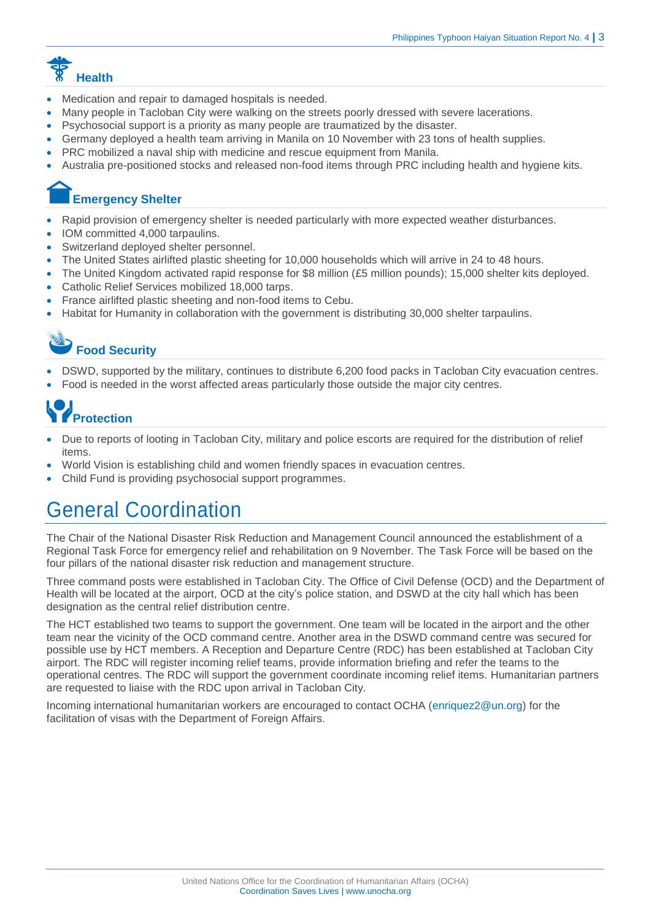### Health

- Medication and repair to damaged hospitals is needed.
- Many people in Tacloban City were walking on the streets poorly dressed with severe lacerations.
- Psychosocial support is a priority as many people are traumatized by the disaster.
- Germany deployed a health team arriving in Manila on 10 November with 23 tons of health supplies.
- PRC mobilized a naval ship with medicine and rescue equipment from Manila.
- Australia pre-positioned stocks and released non-food items through PRC including health and hygiene kits.

### Emergency Shelter

- Rapid provision of emergency shelter is needed particularly with more expected weather disturbances.
- IOM committed 4,000 tarpaulins.
- Switzerland deployed shelter personnel.
- The United States airlifted plastic sheeting for 10,000 households which will arrive in 24 to 48 hours.
- The United Kingdom activated rapid response for $8 million (£5 million pounds); 15,000 shelter kits deployed.
- Catholic Relief Services mobilized 18,000 tarps.
- France airlifted plastic sheeting and non-food items to Cebu.
- Habitat for Humanity in collaboration with the government is distributing 30,000 shelter tarpaulins.

### Food Security

- DSWD, supported by the military, continues to distribute 6,200 food packs in Tacloban City evacuation centres.
- Food is needed in the worst affected areas particularly those outside the major city centres.

### Protection

- Due to reports of looting in Tacloban City, military and police escorts are required for the distribution of relief items.
- World Vision is establishing child and women friendly spaces in evacuation centres.
- Child Fund is providing psychosocial support programmes.

## General Coordination

The Chair of the National Disaster Risk Reduction and Management Council announced the establishment of a Regional Task Force for emergency relief and rehabilitation on 9 November. The Task Force will be based on the four pillars of the national disaster risk reduction and management structure.

Three command posts were established in Tacloban City. The Office of Civil Defense (OCD) and the Department of Health will be located at the airport, OCD at the city's police station, and DSWD at the city hall which has been designation as the central relief distribution centre.

The HCT established two teams to support the government. One team will be located in the airport and the other team near the vicinity of the OCD command centre. Another area in the DSWD command centre was secured for possible use by HCT members. A Reception and Departure Centre (RDC) has been established at Tacloban City airport. The RDC will register incoming relief teams, provide information briefing and refer the teams to the operational centres. The RDC will support the government coordinate incoming relief items. Humanitarian partners are requested to liaise with the RDC upon arrival in Tacloban City.

Incoming international humanitarian workers are encouraged to contact OCHA (enriquez2@un.org) for the facilitation of visas with the Department of Foreign Affairs.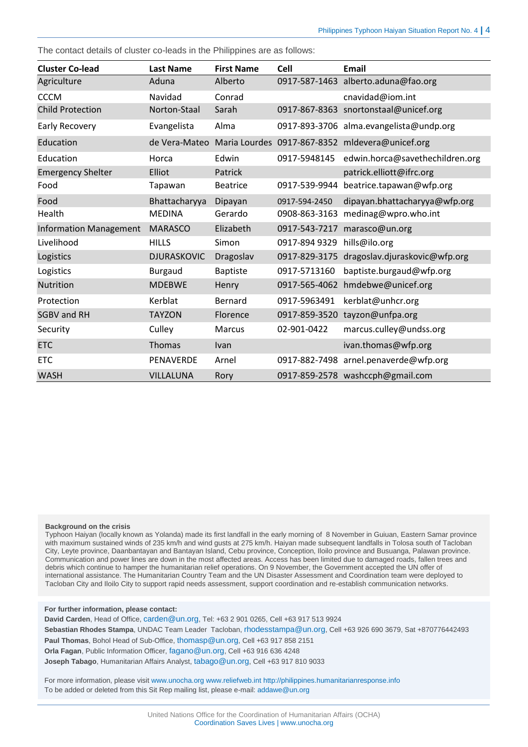The contact details of cluster co-leads in the Philippines are as follows:

| Cluster Co-lead | Last Name | First Name | Cell | Email |
|---|---|---|---|---|
| Agriculture | Aduna | Alberto | 0917-587-1463 | alberto.aduna@fao.org |
| CCCM | Navidad | Conrad | | cnavidad@iom.int |
| Child Protection | Norton-Staal | Sarah | 0917-867-8363 | snortonstaal@unicef.org |
| Early Recovery | Evangelista | Alma | 0917-893-3706 | alma.evangelista@undp.org |
| Education | de Vera-Mateo | Maria Lourdes | 0917-867-8352 | mldevera@unicef.org |
| Education | Horca | Edwin | 0917-5948145 | edwin.horca@savethechildren.org |
| Emergency Shelter | Elliot | Patrick | | patrick.elliott@ifrc.org |
| Food | Tapawan | Beatrice | 0917-539-9944 | beatrice.tapawan@wfp.org |
| Food | Bhattacharyya | Dipayan | 0917-594-2450 | dipayan.bhattacharyya@wfp.org |
| Health | MEDINA | Gerardo | 0908-863-3163 | medinag@wpro.who.int |
| Information Management | MARASCO | Elizabeth | 0917-543-7217 | marasco@un.org |
| Livelihood | HILLS | Simon | 0917-894 9329 | hills@ilo.org |
| Logistics | DJURASKOVIC | Dragoslav | 0917-829-3175 | dragoslav.djuraskovic@wfp.org |
| Logistics | Burgaud | Baptiste | 0917-5713160 | baptiste.burgaud@wfp.org |
| Nutrition | MDEBWE | Henry | 0917-565-4062 | hmdebwe@unicef.org |
| Protection | Kerblat | Bernard | 0917-5963491 | kerblat@unhcr.org |
| SGBV and RH | TAYZON | Florence | 0917-859-3520 | tayzon@unfpa.org |
| Security | Culley | Marcus | 02-901-0422 | marcus.culley@undss.org |
| ETC | Thomas | Ivan | | ivan.thomas@wfp.org |
| ETC | PENAVERDE | Arnel | 0917-882-7498 | arnel.penaverde@wfp.org |
| WASH | VILLALUNA | Rory | 0917-859-2578 | washccph@gmail.com |

**Background on the crisis**

Typhoon Haiyan (locally known as Yolanda) made its first landfall in the early morning of 8 November in Guiuan, Eastern Samar province with maximum sustained winds of 235 km/h and wind gusts at 275 km/h. Haiyan made subsequent landfalls in Tolosa south of Tacloban City, Leyte province, Daanbantayan and Bantayan Island, Cebu province, Conception, Iloilo province and Busuanga, Palawan province. Communication and power lines are down in the most affected areas. Access has been limited due to damaged roads, fallen trees and debris which continue to hamper the humanitarian relief operations. On 9 November, the Government accepted the UN offer of international assistance. The Humanitarian Country Team and the UN Disaster Assessment and Coordination team were deployed to Tacloban City and Iloilo City to support rapid needs assessment, support coordination and re-establish communication networks.

**For further information, please contact:**

**David Carden**, Head of Office, carden@un.org, Tel: +63 2 901 0265, Cell +63 917 513 9924

**Sebastian Rhodes Stampa**, UNDAC Team Leader Tacloban, rhodesstampa@un.org, Cell +63 926 690 3679, Sat +870776442493

**Paul Thomas**, Bohol Head of Sub-Office, thomasp@un.org, Cell +63 917 858 2151

**Orla Fagan**, Public Information Officer, fagano@un.org, Cell +63 916 636 4248

**Joseph Tabago**, Humanitarian Affairs Analyst, tabago@un.org, Cell +63 917 810 9033

For more information, please visit www.unocha.org www.reliefweb.int http://philippines.humanitarianresponse.info

To be added or deleted from this Sit Rep mailing list, please e-mail: addawe@un.org